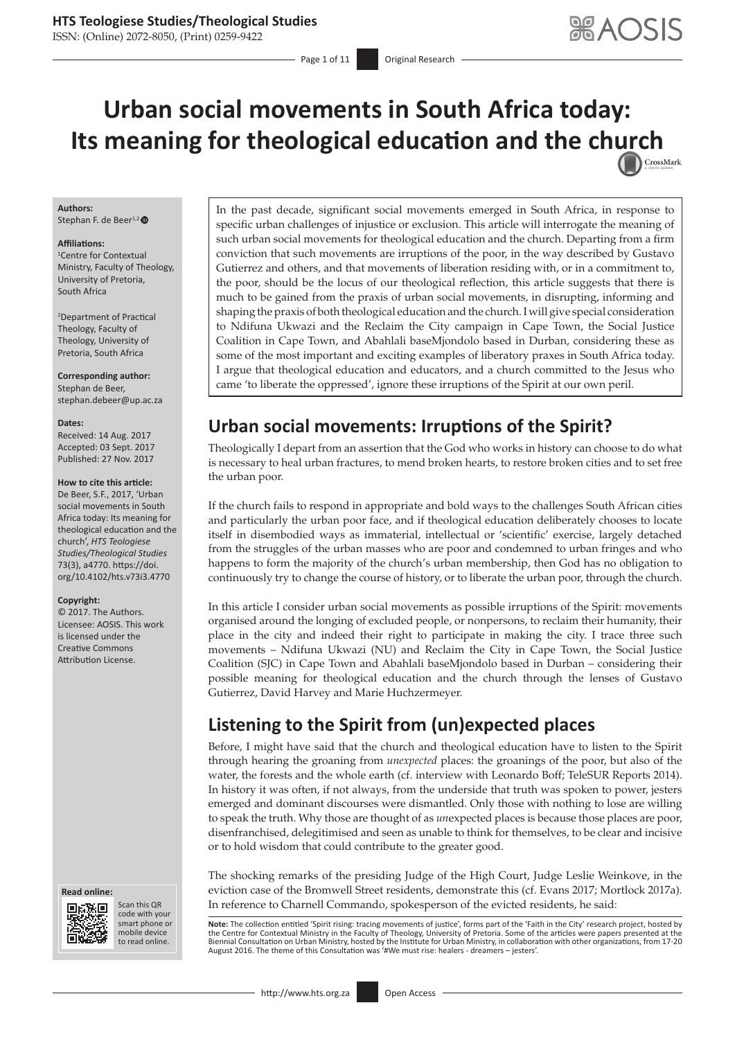# Urban social movements in South Africa today: Its meaning for theological education and the church

**Authors:**
Stephan F. de Beer[1,2]

**Affiliations:**
[1]Centre for Contextual Ministry, Faculty of Theology, University of Pretoria, South Africa

[2]Department of Practical Theology, Faculty of Theology, University of Pretoria, South Africa

**Corresponding author:**
Stephan de Beer,
stephan.debeer@up.ac.za

**Dates:**
Received: 14 Aug. 2017
Accepted: 03 Sept. 2017
Published: 27 Nov. 2017

**How to cite this article:**
De Beer, S.F., 2017, 'Urban social movements in South Africa today: Its meaning for theological education and the church', *HTS Teologiese Studies/Theological Studies* 73(3), a4770. https://doi.org/10.4102/hts.v73i3.4770

**Copyright:**
© 2017. The Authors. Licensee: AOSIS. This work is licensed under the Creative Commons Attribution License.

**Read online:**
Scan this QR code with your smart phone or mobile device to read online.

In the past decade, significant social movements emerged in South Africa, in response to specific urban challenges of injustice or exclusion. This article will interrogate the meaning of such urban social movements for theological education and the church. Departing from a firm conviction that such movements are irruptions of the poor, in the way described by Gustavo Gutierrez and others, and that movements of liberation residing with, or in a commitment to, the poor, should be the locus of our theological reflection, this article suggests that there is much to be gained from the praxis of urban social movements, in disrupting, informing and shaping the praxis of both theological education and the church. I will give special consideration to Ndifuna Ukwazi and the Reclaim the City campaign in Cape Town, the Social Justice Coalition in Cape Town, and Abahlali baseMjondolo based in Durban, considering these as some of the most important and exciting examples of liberatory praxes in South Africa today. I argue that theological education and educators, and a church committed to the Jesus who came 'to liberate the oppressed', ignore these irruptions of the Spirit at our own peril.

## Urban social movements: Irruptions of the Spirit?

Theologically I depart from an assertion that the God who works in history can choose to do what is necessary to heal urban fractures, to mend broken hearts, to restore broken cities and to set free the urban poor.

If the church fails to respond in appropriate and bold ways to the challenges South African cities and particularly the urban poor face, and if theological education deliberately chooses to locate itself in disembodied ways as immaterial, intellectual or 'scientific' exercise, largely detached from the struggles of the urban masses who are poor and condemned to urban fringes and who happens to form the majority of the church's urban membership, then God has no obligation to continuously try to change the course of history, or to liberate the urban poor, through the church.

In this article I consider urban social movements as possible irruptions of the Spirit: movements organised around the longing of excluded people, or nonpersons, to reclaim their humanity, their place in the city and indeed their right to participate in making the city. I trace three such movements – Ndifuna Ukwazi (NU) and Reclaim the City in Cape Town, the Social Justice Coalition (SJC) in Cape Town and Abahlali baseMjondolo based in Durban – considering their possible meaning for theological education and the church through the lenses of Gustavo Gutierrez, David Harvey and Marie Huchzermeyer.

## Listening to the Spirit from (un)expected places

Before, I might have said that the church and theological education have to listen to the Spirit through hearing the groaning from *unexpected* places: the groanings of the poor, but also of the water, the forests and the whole earth (cf. interview with Leonardo Boff; TeleSUR Reports 2014). In history it was often, if not always, from the underside that truth was spoken to power, jesters emerged and dominant discourses were dismantled. Only those with nothing to lose are willing to speak the truth. Why those are thought of as *un*expected places is because those places are poor, disenfranchised, delegitimised and seen as unable to think for themselves, to be clear and incisive or to hold wisdom that could contribute to the greater good.

The shocking remarks of the presiding Judge of the High Court, Judge Leslie Weinkove, in the eviction case of the Bromwell Street residents, demonstrate this (cf. Evans 2017; Mortlock 2017a). In reference to Charnell Commando, spokesperson of the evicted residents, he said:

**Note:** The collection entitled 'Spirit rising: tracing movements of justice', forms part of the 'Faith in the City' research project, hosted by the Centre for Contextual Ministry in the Faculty of Theology, University of Pretoria. Some of the articles were papers presented at the Biennial Consultation on Urban Ministry, hosted by the Institute for Urban Ministry, in collaboration with other organizations, from 17-20 August 2016. The theme of this Consultation was '#We must rise: healers - dreamers – jesters'.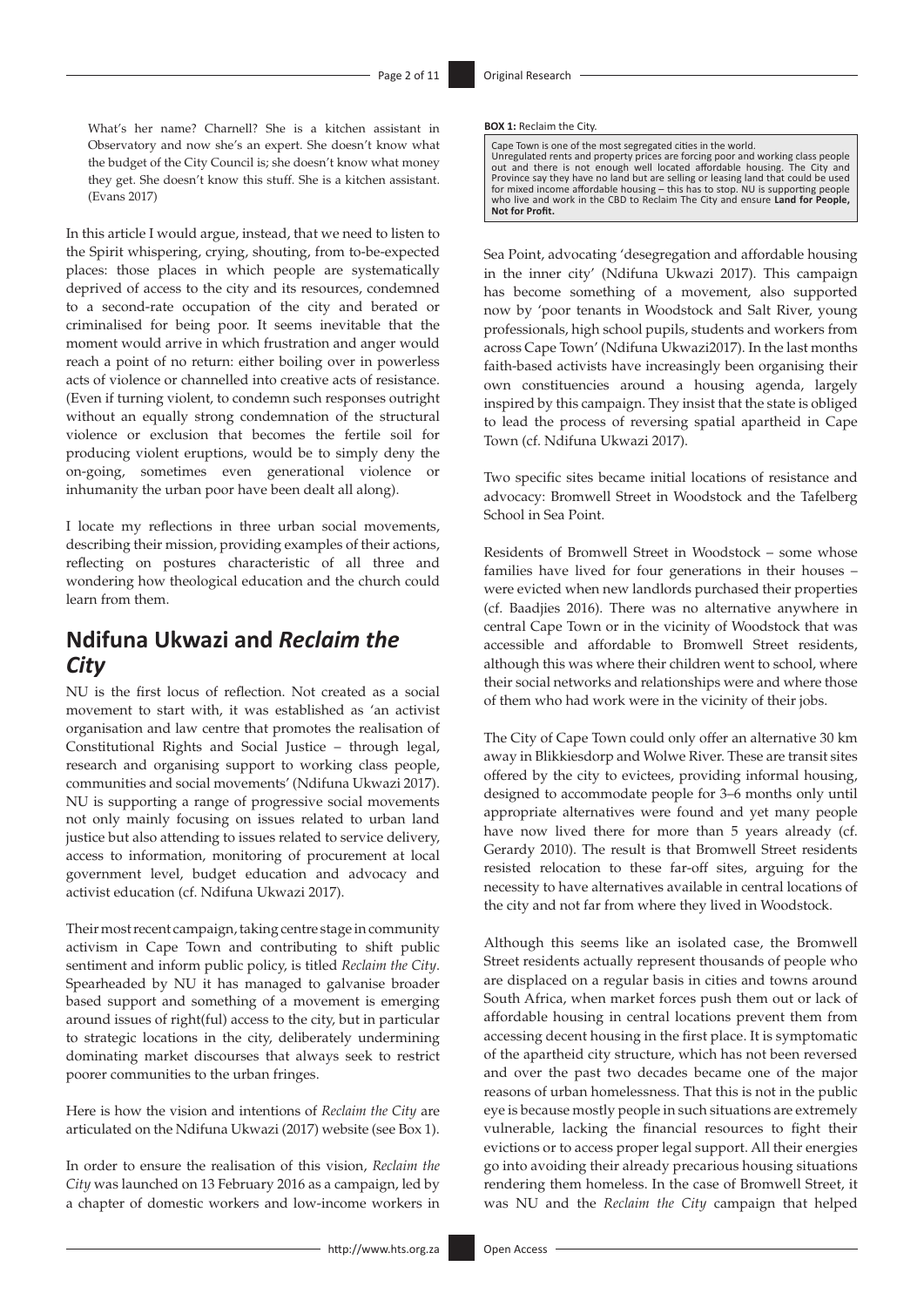> What's her name? Charnell? She is a kitchen assistant in Observatory and now she's an expert. She doesn't know what the budget of the City Council is; she doesn't know what money they get. She doesn't know this stuff. She is a kitchen assistant. (Evans 2017)

In this article I would argue, instead, that we need to listen to the Spirit whispering, crying, shouting, from to-be-expected places: those places in which people are systematically deprived of access to the city and its resources, condemned to a second-rate occupation of the city and berated or criminalised for being poor. It seems inevitable that the moment would arrive in which frustration and anger would reach a point of no return: either boiling over in powerless acts of violence or channelled into creative acts of resistance. (Even if turning violent, to condemn such responses outright without an equally strong condemnation of the structural violence or exclusion that becomes the fertile soil for producing violent eruptions, would be to simply deny the on-going, sometimes even generational violence or inhumanity the urban poor have been dealt all along).

I locate my reflections in three urban social movements, describing their mission, providing examples of their actions, reflecting on postures characteristic of all three and wondering how theological education and the church could learn from them.

## Ndifuna Ukwazi and *Reclaim the City*

NU is the first locus of reflection. Not created as a social movement to start with, it was established as 'an activist organisation and law centre that promotes the realisation of Constitutional Rights and Social Justice – through legal, research and organising support to working class people, communities and social movements' (Ndifuna Ukwazi 2017). NU is supporting a range of progressive social movements not only mainly focusing on issues related to urban land justice but also attending to issues related to service delivery, access to information, monitoring of procurement at local government level, budget education and advocacy and activist education (cf. Ndifuna Ukwazi 2017).

Their most recent campaign, taking centre stage in community activism in Cape Town and contributing to shift public sentiment and inform public policy, is titled *Reclaim the City*. Spearheaded by NU it has managed to galvanise broader based support and something of a movement is emerging around issues of right(ful) access to the city, but in particular to strategic locations in the city, deliberately undermining dominating market discourses that always seek to restrict poorer communities to the urban fringes.

Here is how the vision and intentions of *Reclaim the City* are articulated on the Ndifuna Ukwazi (2017) website (see Box 1).

**BOX 1:** Reclaim the City.

> Cape Town is one of the most segregated cities in the world. Unregulated rents and property prices are forcing poor and working class people out and there is not enough well located affordable housing. The City and Province say they have no land but are selling or leasing land that could be used for mixed income affordable housing – this has to stop. NU is supporting people who live and work in the CBD to Reclaim The City and ensure **Land for People, Not for Profit.**

In order to ensure the realisation of this vision, *Reclaim the City* was launched on 13 February 2016 as a campaign, led by a chapter of domestic workers and low-income workers in Sea Point, advocating 'desegregation and affordable housing in the inner city' (Ndifuna Ukwazi 2017). This campaign has become something of a movement, also supported now by 'poor tenants in Woodstock and Salt River, young professionals, high school pupils, students and workers from across Cape Town' (Ndifuna Ukwazi2017). In the last months faith-based activists have increasingly been organising their own constituencies around a housing agenda, largely inspired by this campaign. They insist that the state is obliged to lead the process of reversing spatial apartheid in Cape Town (cf. Ndifuna Ukwazi 2017).

Two specific sites became initial locations of resistance and advocacy: Bromwell Street in Woodstock and the Tafelberg School in Sea Point.

Residents of Bromwell Street in Woodstock – some whose families have lived for four generations in their houses – were evicted when new landlords purchased their properties (cf. Baadjies 2016). There was no alternative anywhere in central Cape Town or in the vicinity of Woodstock that was accessible and affordable to Bromwell Street residents, although this was where their children went to school, where their social networks and relationships were and where those of them who had work were in the vicinity of their jobs.

The City of Cape Town could only offer an alternative 30 km away in Blikkiesdorp and Wolwe River. These are transit sites offered by the city to evictees, providing informal housing, designed to accommodate people for 3–6 months only until appropriate alternatives were found and yet many people have now lived there for more than 5 years already (cf. Gerardy 2010). The result is that Bromwell Street residents resisted relocation to these far-off sites, arguing for the necessity to have alternatives available in central locations of the city and not far from where they lived in Woodstock.

Although this seems like an isolated case, the Bromwell Street residents actually represent thousands of people who are displaced on a regular basis in cities and towns around South Africa, when market forces push them out or lack of affordable housing in central locations prevent them from accessing decent housing in the first place. It is symptomatic of the apartheid city structure, which has not been reversed and over the past two decades became one of the major reasons of urban homelessness. That this is not in the public eye is because mostly people in such situations are extremely vulnerable, lacking the financial resources to fight their evictions or to access proper legal support. All their energies go into avoiding their already precarious housing situations rendering them homeless. In the case of Bromwell Street, it was NU and the *Reclaim the City* campaign that helped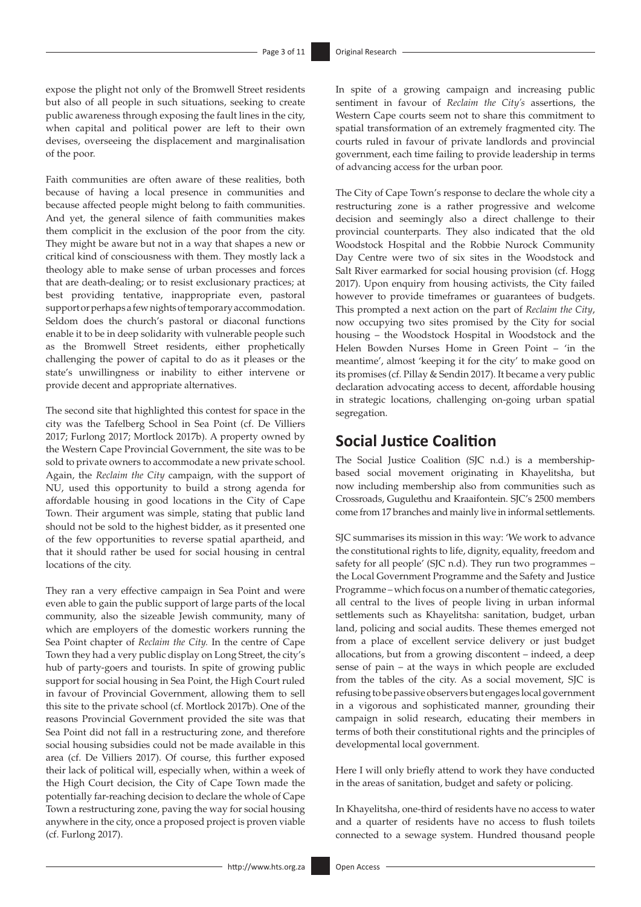expose the plight not only of the Bromwell Street residents but also of all people in such situations, seeking to create public awareness through exposing the fault lines in the city, when capital and political power are left to their own devises, overseeing the displacement and marginalisation of the poor.

Faith communities are often aware of these realities, both because of having a local presence in communities and because affected people might belong to faith communities. And yet, the general silence of faith communities makes them complicit in the exclusion of the poor from the city. They might be aware but not in a way that shapes a new or critical kind of consciousness with them. They mostly lack a theology able to make sense of urban processes and forces that are death-dealing; or to resist exclusionary practices; at best providing tentative, inappropriate even, pastoral support or perhaps a few nights of temporary accommodation. Seldom does the church's pastoral or diaconal functions enable it to be in deep solidarity with vulnerable people such as the Bromwell Street residents, either prophetically challenging the power of capital to do as it pleases or the state's unwillingness or inability to either intervene or provide decent and appropriate alternatives.

The second site that highlighted this contest for space in the city was the Tafelberg School in Sea Point (cf. De Villiers 2017; Furlong 2017; Mortlock 2017b). A property owned by the Western Cape Provincial Government, the site was to be sold to private owners to accommodate a new private school. Again, the *Reclaim the City* campaign, with the support of NU, used this opportunity to build a strong agenda for affordable housing in good locations in the City of Cape Town. Their argument was simple, stating that public land should not be sold to the highest bidder, as it presented one of the few opportunities to reverse spatial apartheid, and that it should rather be used for social housing in central locations of the city.

They ran a very effective campaign in Sea Point and were even able to gain the public support of large parts of the local community, also the sizeable Jewish community, many of which are employers of the domestic workers running the Sea Point chapter of *Reclaim the City.* In the centre of Cape Town they had a very public display on Long Street, the city's hub of party-goers and tourists. In spite of growing public support for social housing in Sea Point, the High Court ruled in favour of Provincial Government, allowing them to sell this site to the private school (cf. Mortlock 2017b). One of the reasons Provincial Government provided the site was that Sea Point did not fall in a restructuring zone, and therefore social housing subsidies could not be made available in this area (cf. De Villiers 2017). Of course, this further exposed their lack of political will, especially when, within a week of the High Court decision, the City of Cape Town made the potentially far-reaching decision to declare the whole of Cape Town a restructuring zone, paving the way for social housing anywhere in the city, once a proposed project is proven viable (cf. Furlong 2017).

In spite of a growing campaign and increasing public sentiment in favour of *Reclaim the City's* assertions, the Western Cape courts seem not to share this commitment to spatial transformation of an extremely fragmented city. The courts ruled in favour of private landlords and provincial government, each time failing to provide leadership in terms of advancing access for the urban poor.

The City of Cape Town's response to declare the whole city a restructuring zone is a rather progressive and welcome decision and seemingly also a direct challenge to their provincial counterparts. They also indicated that the old Woodstock Hospital and the Robbie Nurock Community Day Centre were two of six sites in the Woodstock and Salt River earmarked for social housing provision (cf. Hogg 2017). Upon enquiry from housing activists, the City failed however to provide timeframes or guarantees of budgets. This prompted a next action on the part of *Reclaim the City*, now occupying two sites promised by the City for social housing – the Woodstock Hospital in Woodstock and the Helen Bowden Nurses Home in Green Point – 'in the meantime', almost 'keeping it for the city' to make good on its promises (cf. Pillay & Sendin 2017). It became a very public declaration advocating access to decent, affordable housing in strategic locations, challenging on-going urban spatial segregation.

## Social Justice Coalition

The Social Justice Coalition (SJC n.d.) is a membership-based social movement originating in Khayelitsha, but now including membership also from communities such as Crossroads, Gugulethu and Kraaifontein. SJC's 2500 members come from 17 branches and mainly live in informal settlements.

SJC summarises its mission in this way: 'We work to advance the constitutional rights to life, dignity, equality, freedom and safety for all people' (SJC n.d). They run two programmes – the Local Government Programme and the Safety and Justice Programme – which focus on a number of thematic categories, all central to the lives of people living in urban informal settlements such as Khayelitsha: sanitation, budget, urban land, policing and social audits. These themes emerged not from a place of excellent service delivery or just budget allocations, but from a growing discontent – indeed, a deep sense of pain – at the ways in which people are excluded from the tables of the city. As a social movement, SJC is refusing to be passive observers but engages local government in a vigorous and sophisticated manner, grounding their campaign in solid research, educating their members in terms of both their constitutional rights and the principles of developmental local government.

Here I will only briefly attend to work they have conducted in the areas of sanitation, budget and safety or policing.

In Khayelitsha, one-third of residents have no access to water and a quarter of residents have no access to flush toilets connected to a sewage system. Hundred thousand people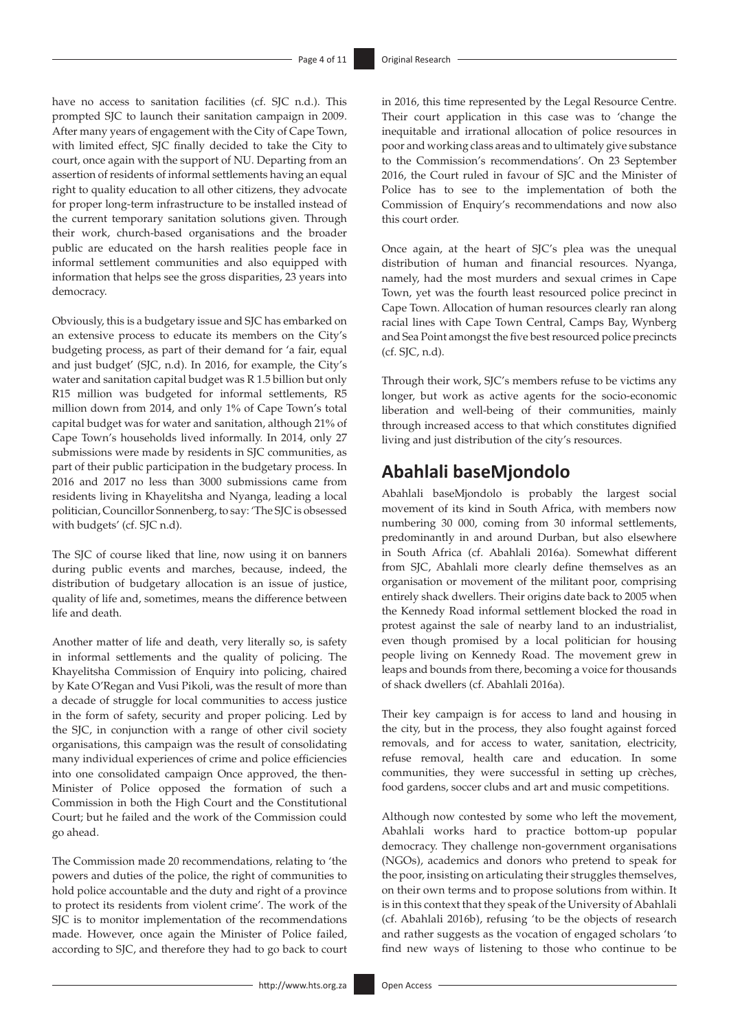have no access to sanitation facilities (cf. SJC n.d.). This prompted SJC to launch their sanitation campaign in 2009. After many years of engagement with the City of Cape Town, with limited effect, SJC finally decided to take the City to court, once again with the support of NU. Departing from an assertion of residents of informal settlements having an equal right to quality education to all other citizens, they advocate for proper long-term infrastructure to be installed instead of the current temporary sanitation solutions given. Through their work, church-based organisations and the broader public are educated on the harsh realities people face in informal settlement communities and also equipped with information that helps see the gross disparities, 23 years into democracy.

Obviously, this is a budgetary issue and SJC has embarked on an extensive process to educate its members on the City's budgeting process, as part of their demand for 'a fair, equal and just budget' (SJC, n.d). In 2016, for example, the City's water and sanitation capital budget was R 1.5 billion but only R15 million was budgeted for informal settlements, R5 million down from 2014, and only 1% of Cape Town's total capital budget was for water and sanitation, although 21% of Cape Town's households lived informally. In 2014, only 27 submissions were made by residents in SJC communities, as part of their public participation in the budgetary process. In 2016 and 2017 no less than 3000 submissions came from residents living in Khayelitsha and Nyanga, leading a local politician, Councillor Sonnenberg, to say: 'The SJC is obsessed with budgets' (cf. SJC n.d).

The SJC of course liked that line, now using it on banners during public events and marches, because, indeed, the distribution of budgetary allocation is an issue of justice, quality of life and, sometimes, means the difference between life and death.

Another matter of life and death, very literally so, is safety in informal settlements and the quality of policing. The Khayelitsha Commission of Enquiry into policing, chaired by Kate O'Regan and Vusi Pikoli, was the result of more than a decade of struggle for local communities to access justice in the form of safety, security and proper policing. Led by the SJC, in conjunction with a range of other civil society organisations, this campaign was the result of consolidating many individual experiences of crime and police efficiencies into one consolidated campaign Once approved, the then-Minister of Police opposed the formation of such a Commission in both the High Court and the Constitutional Court; but he failed and the work of the Commission could go ahead.

The Commission made 20 recommendations, relating to 'the powers and duties of the police, the right of communities to hold police accountable and the duty and right of a province to protect its residents from violent crime'. The work of the SJC is to monitor implementation of the recommendations made. However, once again the Minister of Police failed, according to SJC, and therefore they had to go back to court in 2016, this time represented by the Legal Resource Centre. Their court application in this case was to 'change the inequitable and irrational allocation of police resources in poor and working class areas and to ultimately give substance to the Commission's recommendations'. On 23 September 2016, the Court ruled in favour of SJC and the Minister of Police has to see to the implementation of both the Commission of Enquiry's recommendations and now also this court order.

Once again, at the heart of SJC's plea was the unequal distribution of human and financial resources. Nyanga, namely, had the most murders and sexual crimes in Cape Town, yet was the fourth least resourced police precinct in Cape Town. Allocation of human resources clearly ran along racial lines with Cape Town Central, Camps Bay, Wynberg and Sea Point amongst the five best resourced police precincts (cf. SJC, n.d).

Through their work, SJC's members refuse to be victims any longer, but work as active agents for the socio-economic liberation and well-being of their communities, mainly through increased access to that which constitutes dignified living and just distribution of the city's resources.

## Abahlali baseMjondolo

Abahlali baseMjondolo is probably the largest social movement of its kind in South Africa, with members now numbering 30 000, coming from 30 informal settlements, predominantly in and around Durban, but also elsewhere in South Africa (cf. Abahlali 2016a). Somewhat different from SJC, Abahlali more clearly define themselves as an organisation or movement of the militant poor, comprising entirely shack dwellers. Their origins date back to 2005 when the Kennedy Road informal settlement blocked the road in protest against the sale of nearby land to an industrialist, even though promised by a local politician for housing people living on Kennedy Road. The movement grew in leaps and bounds from there, becoming a voice for thousands of shack dwellers (cf. Abahlali 2016a).

Their key campaign is for access to land and housing in the city, but in the process, they also fought against forced removals, and for access to water, sanitation, electricity, refuse removal, health care and education. In some communities, they were successful in setting up crèches, food gardens, soccer clubs and art and music competitions.

Although now contested by some who left the movement, Abahlali works hard to practice bottom-up popular democracy. They challenge non-government organisations (NGOs), academics and donors who pretend to speak for the poor, insisting on articulating their struggles themselves, on their own terms and to propose solutions from within. It is in this context that they speak of the University of Abahlali (cf. Abahlali 2016b), refusing 'to be the objects of research and rather suggests as the vocation of engaged scholars 'to find new ways of listening to those who continue to be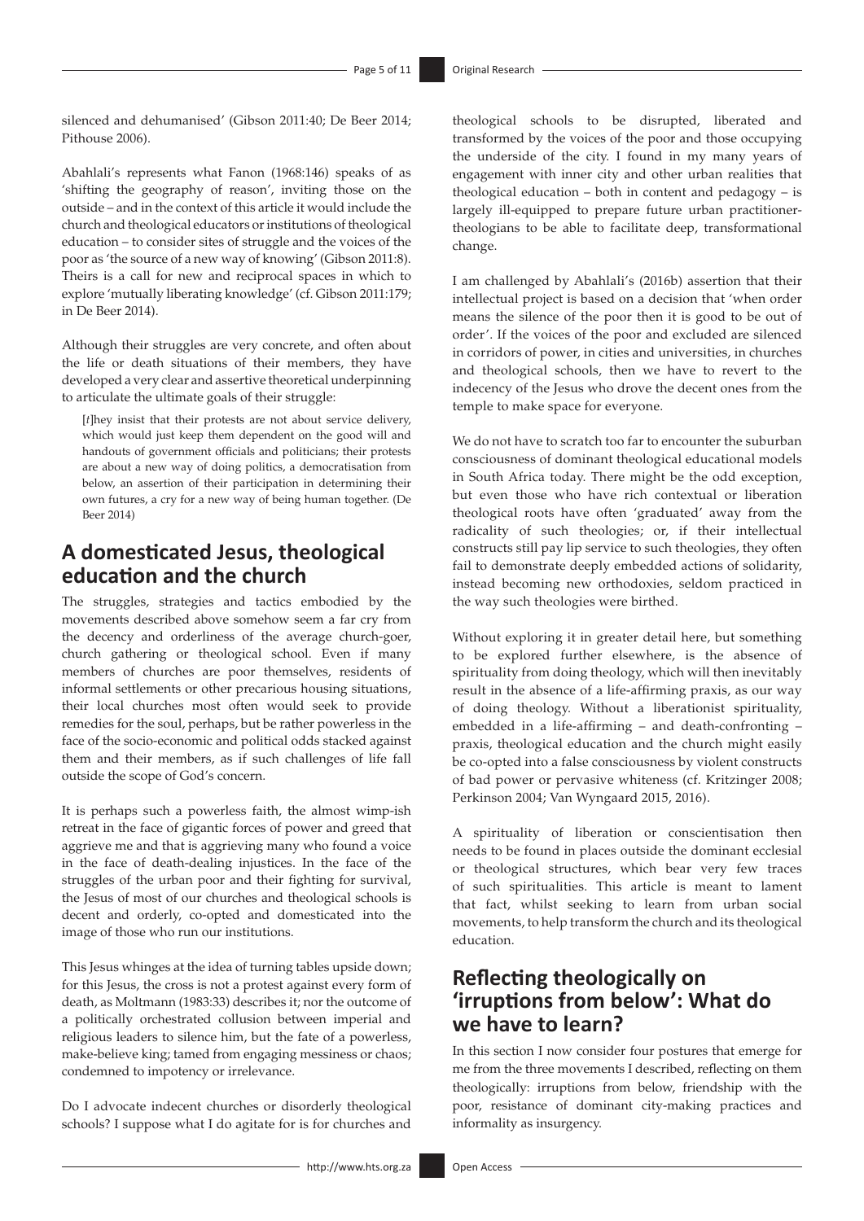silenced and dehumanised' (Gibson 2011:40; De Beer 2014; Pithouse 2006).

Abahlali's represents what Fanon (1968:146) speaks of as 'shifting the geography of reason', inviting those on the outside – and in the context of this article it would include the church and theological educators or institutions of theological education – to consider sites of struggle and the voices of the poor as 'the source of a new way of knowing' (Gibson 2011:8). Theirs is a call for new and reciprocal spaces in which to explore 'mutually liberating knowledge' (cf. Gibson 2011:179; in De Beer 2014).

Although their struggles are very concrete, and often about the life or death situations of their members, they have developed a very clear and assertive theoretical underpinning to articulate the ultimate goals of their struggle:

> [*t*]hey insist that their protests are not about service delivery, which would just keep them dependent on the good will and handouts of government officials and politicians; their protests are about a new way of doing politics, a democratisation from below, an assertion of their participation in determining their own futures, a cry for a new way of being human together. (De Beer 2014)

## A domesticated Jesus, theological education and the church

The struggles, strategies and tactics embodied by the movements described above somehow seem a far cry from the decency and orderliness of the average church-goer, church gathering or theological school. Even if many members of churches are poor themselves, residents of informal settlements or other precarious housing situations, their local churches most often would seek to provide remedies for the soul, perhaps, but be rather powerless in the face of the socio-economic and political odds stacked against them and their members, as if such challenges of life fall outside the scope of God's concern.

It is perhaps such a powerless faith, the almost wimp-ish retreat in the face of gigantic forces of power and greed that aggrieve me and that is aggrieving many who found a voice in the face of death-dealing injustices. In the face of the struggles of the urban poor and their fighting for survival, the Jesus of most of our churches and theological schools is decent and orderly, co-opted and domesticated into the image of those who run our institutions.

This Jesus whinges at the idea of turning tables upside down; for this Jesus, the cross is not a protest against every form of death, as Moltmann (1983:33) describes it; nor the outcome of a politically orchestrated collusion between imperial and religious leaders to silence him, but the fate of a powerless, make-believe king; tamed from engaging messiness or chaos; condemned to impotency or irrelevance.

Do I advocate indecent churches or disorderly theological schools? I suppose what I do agitate for is for churches and theological schools to be disrupted, liberated and transformed by the voices of the poor and those occupying the underside of the city. I found in my many years of engagement with inner city and other urban realities that theological education – both in content and pedagogy – is largely ill-equipped to prepare future urban practitioner-theologians to be able to facilitate deep, transformational change.

I am challenged by Abahlali's (2016b) assertion that their intellectual project is based on a decision that 'when order means the silence of the poor then it is good to be out of order'. If the voices of the poor and excluded are silenced in corridors of power, in cities and universities, in churches and theological schools, then we have to revert to the indecency of the Jesus who drove the decent ones from the temple to make space for everyone.

We do not have to scratch too far to encounter the suburban consciousness of dominant theological educational models in South Africa today. There might be the odd exception, but even those who have rich contextual or liberation theological roots have often 'graduated' away from the radicality of such theologies; or, if their intellectual constructs still pay lip service to such theologies, they often fail to demonstrate deeply embedded actions of solidarity, instead becoming new orthodoxies, seldom practiced in the way such theologies were birthed.

Without exploring it in greater detail here, but something to be explored further elsewhere, is the absence of spirituality from doing theology, which will then inevitably result in the absence of a life-affirming praxis, as our way of doing theology. Without a liberationist spirituality, embedded in a life-affirming – and death-confronting – praxis, theological education and the church might easily be co-opted into a false consciousness by violent constructs of bad power or pervasive whiteness (cf. Kritzinger 2008; Perkinson 2004; Van Wyngaard 2015, 2016).

A spirituality of liberation or conscientisation then needs to be found in places outside the dominant ecclesial or theological structures, which bear very few traces of such spiritualities. This article is meant to lament that fact, whilst seeking to learn from urban social movements, to help transform the church and its theological education.

## Reflecting theologically on 'irruptions from below': What do we have to learn?

In this section I now consider four postures that emerge for me from the three movements I described, reflecting on them theologically: irruptions from below, friendship with the poor, resistance of dominant city-making practices and informality as insurgency.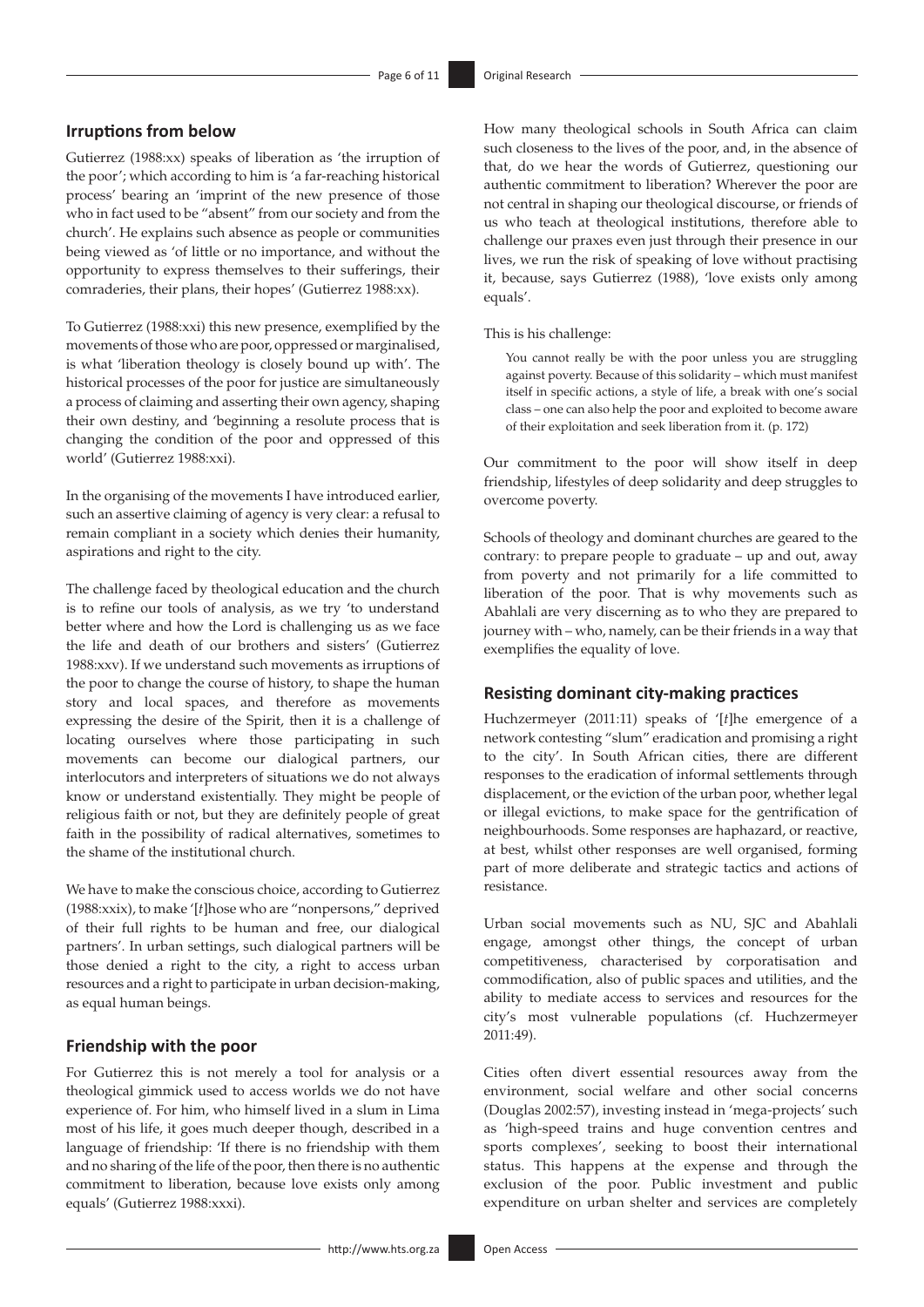## Irruptions from below

Gutierrez (1988:xx) speaks of liberation as 'the irruption of the poor'; which according to him is 'a far-reaching historical process' bearing an 'imprint of the new presence of those who in fact used to be "absent" from our society and from the church'. He explains such absence as people or communities being viewed as 'of little or no importance, and without the opportunity to express themselves to their sufferings, their comraderies, their plans, their hopes' (Gutierrez 1988:xx).

To Gutierrez (1988:xxi) this new presence, exemplified by the movements of those who are poor, oppressed or marginalised, is what 'liberation theology is closely bound up with'. The historical processes of the poor for justice are simultaneously a process of claiming and asserting their own agency, shaping their own destiny, and 'beginning a resolute process that is changing the condition of the poor and oppressed of this world' (Gutierrez 1988:xxi).

In the organising of the movements I have introduced earlier, such an assertive claiming of agency is very clear: a refusal to remain compliant in a society which denies their humanity, aspirations and right to the city.

The challenge faced by theological education and the church is to refine our tools of analysis, as we try 'to understand better where and how the Lord is challenging us as we face the life and death of our brothers and sisters' (Gutierrez 1988:xxv). If we understand such movements as irruptions of the poor to change the course of history, to shape the human story and local spaces, and therefore as movements expressing the desire of the Spirit, then it is a challenge of locating ourselves where those participating in such movements can become our dialogical partners, our interlocutors and interpreters of situations we do not always know or understand existentially. They might be people of religious faith or not, but they are definitely people of great faith in the possibility of radical alternatives, sometimes to the shame of the institutional church.

We have to make the conscious choice, according to Gutierrez (1988:xxix), to make '[*t*]hose who are "nonpersons," deprived of their full rights to be human and free, our dialogical partners'. In urban settings, such dialogical partners will be those denied a right to the city, a right to access urban resources and a right to participate in urban decision-making, as equal human beings.

## Friendship with the poor

For Gutierrez this is not merely a tool for analysis or a theological gimmick used to access worlds we do not have experience of. For him, who himself lived in a slum in Lima most of his life, it goes much deeper though, described in a language of friendship: 'If there is no friendship with them and no sharing of the life of the poor, then there is no authentic commitment to liberation, because love exists only among equals' (Gutierrez 1988:xxxi).

How many theological schools in South Africa can claim such closeness to the lives of the poor, and, in the absence of that, do we hear the words of Gutierrez, questioning our authentic commitment to liberation? Wherever the poor are not central in shaping our theological discourse, or friends of us who teach at theological institutions, therefore able to challenge our praxes even just through their presence in our lives, we run the risk of speaking of love without practising it, because, says Gutierrez (1988), 'love exists only among equals'.

This is his challenge:

> You cannot really be with the poor unless you are struggling against poverty. Because of this solidarity – which must manifest itself in specific actions, a style of life, a break with one's social class – one can also help the poor and exploited to become aware of their exploitation and seek liberation from it. (p. 172)

Our commitment to the poor will show itself in deep friendship, lifestyles of deep solidarity and deep struggles to overcome poverty.

Schools of theology and dominant churches are geared to the contrary: to prepare people to graduate – up and out, away from poverty and not primarily for a life committed to liberation of the poor. That is why movements such as Abahlali are very discerning as to who they are prepared to journey with – who, namely, can be their friends in a way that exemplifies the equality of love.

## Resisting dominant city-making practices

Huchzermeyer (2011:11) speaks of '[*t*]he emergence of a network contesting "slum" eradication and promising a right to the city'. In South African cities, there are different responses to the eradication of informal settlements through displacement, or the eviction of the urban poor, whether legal or illegal evictions, to make space for the gentrification of neighbourhoods. Some responses are haphazard, or reactive, at best, whilst other responses are well organised, forming part of more deliberate and strategic tactics and actions of resistance.

Urban social movements such as NU, SJC and Abahlali engage, amongst other things, the concept of urban competitiveness, characterised by corporatisation and commodification, also of public spaces and utilities, and the ability to mediate access to services and resources for the city's most vulnerable populations (cf. Huchzermeyer 2011:49).

Cities often divert essential resources away from the environment, social welfare and other social concerns (Douglas 2002:57), investing instead in 'mega-projects' such as 'high-speed trains and huge convention centres and sports complexes', seeking to boost their international status. This happens at the expense and through the exclusion of the poor. Public investment and public expenditure on urban shelter and services are completely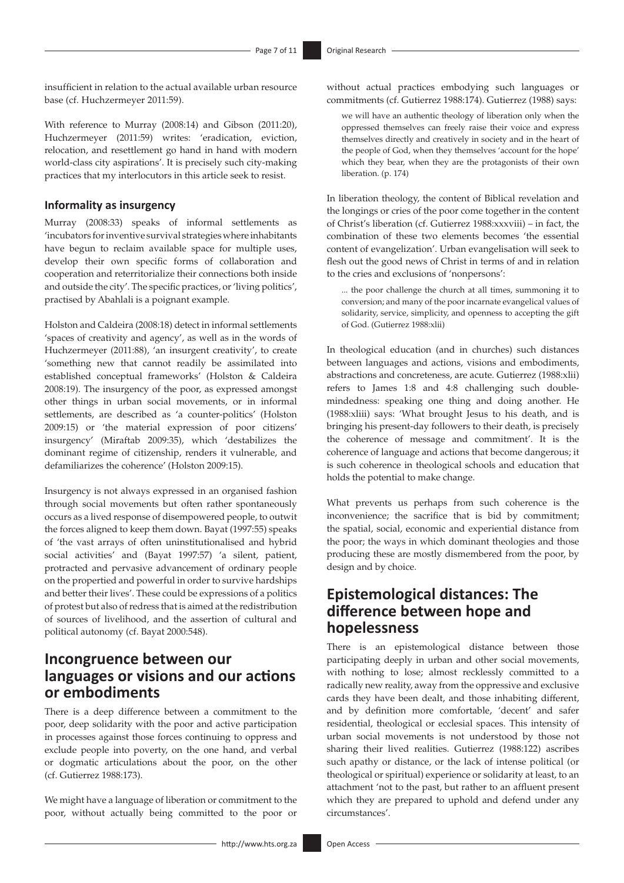insufficient in relation to the actual available urban resource base (cf. Huchzermeyer 2011:59).

With reference to Murray (2008:14) and Gibson (2011:20), Huchzermeyer (2011:59) writes: 'eradication, eviction, relocation, and resettlement go hand in hand with modern world-class city aspirations'. It is precisely such city-making practices that my interlocutors in this article seek to resist.

### Informality as insurgency

Murray (2008:33) speaks of informal settlements as 'incubators for inventive survival strategies where inhabitants have begun to reclaim available space for multiple uses, develop their own specific forms of collaboration and cooperation and reterritorialize their connections both inside and outside the city'. The specific practices, or 'living politics', practised by Abahlali is a poignant example.

Holston and Caldeira (2008:18) detect in informal settlements 'spaces of creativity and agency', as well as in the words of Huchzermeyer (2011:88), 'an insurgent creativity', to create 'something new that cannot readily be assimilated into established conceptual frameworks' (Holston & Caldeira 2008:19). The insurgency of the poor, as expressed amongst other things in urban social movements, or in informal settlements, are described as 'a counter-politics' (Holston 2009:15) or 'the material expression of poor citizens' insurgency' (Miraftab 2009:35), which 'destabilizes the dominant regime of citizenship, renders it vulnerable, and defamiliarizes the coherence' (Holston 2009:15).

Insurgency is not always expressed in an organised fashion through social movements but often rather spontaneously occurs as a lived response of disempowered people, to outwit the forces aligned to keep them down. Bayat (1997:55) speaks of 'the vast arrays of often uninstitutionalised and hybrid social activities' and (Bayat 1997:57) 'a silent, patient, protracted and pervasive advancement of ordinary people on the propertied and powerful in order to survive hardships and better their lives'. These could be expressions of a politics of protest but also of redress that is aimed at the redistribution of sources of livelihood, and the assertion of cultural and political autonomy (cf. Bayat 2000:548).

## Incongruence between our languages or visions and our actions or embodiments

There is a deep difference between a commitment to the poor, deep solidarity with the poor and active participation in processes against those forces continuing to oppress and exclude people into poverty, on the one hand, and verbal or dogmatic articulations about the poor, on the other (cf. Gutierrez 1988:173).

We might have a language of liberation or commitment to the poor, without actually being committed to the poor or without actual practices embodying such languages or commitments (cf. Gutierrez 1988:174). Gutierrez (1988) says:

> we will have an authentic theology of liberation only when the oppressed themselves can freely raise their voice and express themselves directly and creatively in society and in the heart of the people of God, when they themselves 'account for the hope' which they bear, when they are the protagonists of their own liberation. (p. 174)

In liberation theology, the content of Biblical revelation and the longings or cries of the poor come together in the content of Christ's liberation (cf. Gutierrez 1988:xxxviii) – in fact, the combination of these two elements becomes 'the essential content of evangelization'. Urban evangelisation will seek to flesh out the good news of Christ in terms of and in relation to the cries and exclusions of 'nonpersons':

> ... the poor challenge the church at all times, summoning it to conversion; and many of the poor incarnate evangelical values of solidarity, service, simplicity, and openness to accepting the gift of God. (Gutierrez 1988:xlii)

In theological education (and in churches) such distances between languages and actions, visions and embodiments, abstractions and concreteness, are acute. Gutierrez (1988:xlii) refers to James 1:8 and 4:8 challenging such double-mindedness: speaking one thing and doing another. He (1988:xliii) says: 'What brought Jesus to his death, and is bringing his present-day followers to their death, is precisely the coherence of message and commitment'. It is the coherence of language and actions that become dangerous; it is such coherence in theological schools and education that holds the potential to make change.

What prevents us perhaps from such coherence is the inconvenience; the sacrifice that is bid by commitment; the spatial, social, economic and experiential distance from the poor; the ways in which dominant theologies and those producing these are mostly dismembered from the poor, by design and by choice.

## Epistemological distances: The difference between hope and hopelessness

There is an epistemological distance between those participating deeply in urban and other social movements, with nothing to lose; almost recklessly committed to a radically new reality, away from the oppressive and exclusive cards they have been dealt, and those inhabiting different, and by definition more comfortable, 'decent' and safer residential, theological or ecclesial spaces. This intensity of urban social movements is not understood by those not sharing their lived realities. Gutierrez (1988:122) ascribes such apathy or distance, or the lack of intense political (or theological or spiritual) experience or solidarity at least, to an attachment 'not to the past, but rather to an affluent present which they are prepared to uphold and defend under any circumstances'.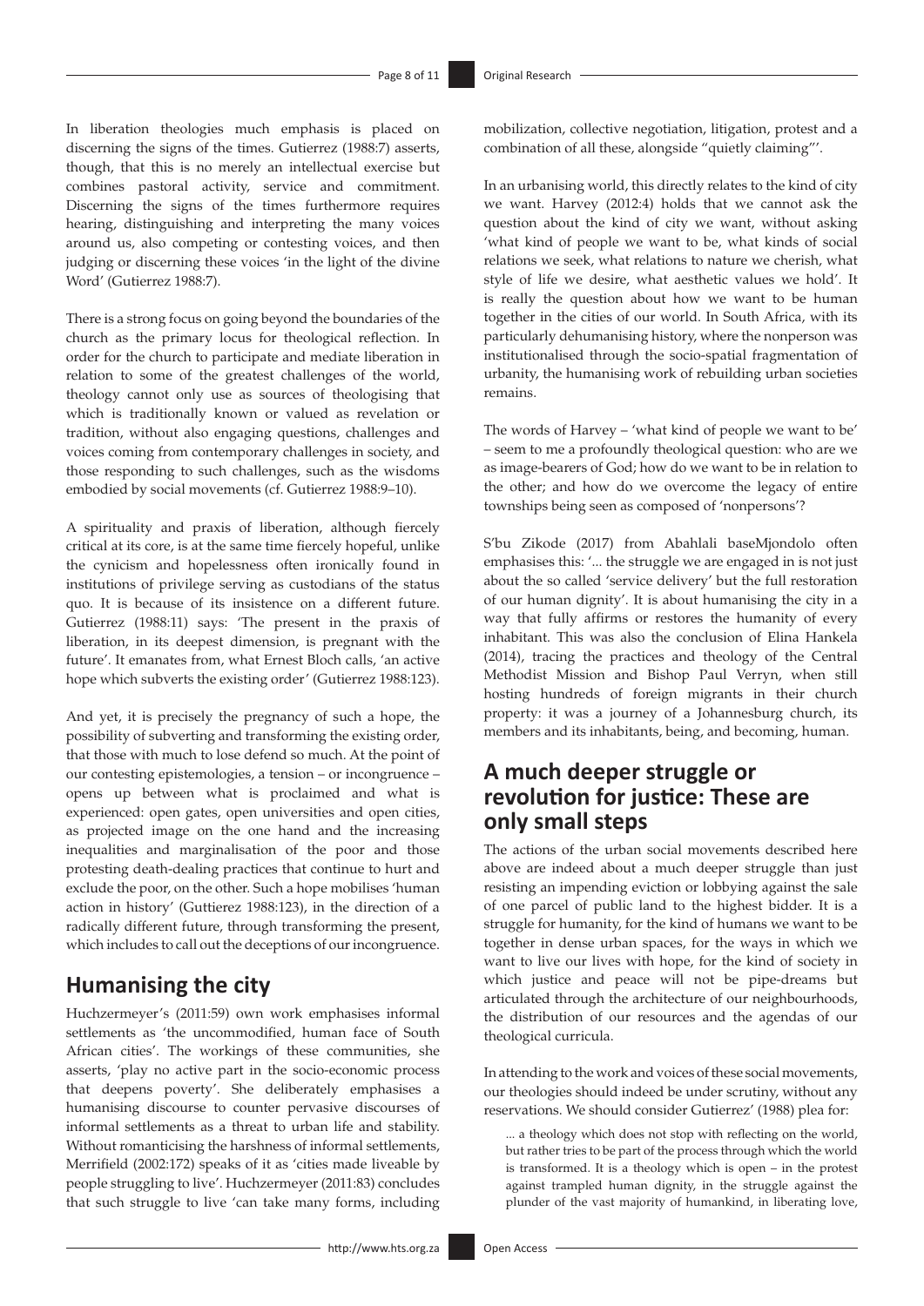In liberation theologies much emphasis is placed on discerning the signs of the times. Gutierrez (1988:7) asserts, though, that this is no merely an intellectual exercise but combines pastoral activity, service and commitment. Discerning the signs of the times furthermore requires hearing, distinguishing and interpreting the many voices around us, also competing or contesting voices, and then judging or discerning these voices 'in the light of the divine Word' (Gutierrez 1988:7).

There is a strong focus on going beyond the boundaries of the church as the primary locus for theological reflection. In order for the church to participate and mediate liberation in relation to some of the greatest challenges of the world, theology cannot only use as sources of theologising that which is traditionally known or valued as revelation or tradition, without also engaging questions, challenges and voices coming from contemporary challenges in society, and those responding to such challenges, such as the wisdoms embodied by social movements (cf. Gutierrez 1988:9–10).

A spirituality and praxis of liberation, although fiercely critical at its core, is at the same time fiercely hopeful, unlike the cynicism and hopelessness often ironically found in institutions of privilege serving as custodians of the status quo. It is because of its insistence on a different future. Gutierrez (1988:11) says: 'The present in the praxis of liberation, in its deepest dimension, is pregnant with the future'. It emanates from, what Ernest Bloch calls, 'an active hope which subverts the existing order' (Gutierrez 1988:123).

And yet, it is precisely the pregnancy of such a hope, the possibility of subverting and transforming the existing order, that those with much to lose defend so much. At the point of our contesting epistemologies, a tension – or incongruence – opens up between what is proclaimed and what is experienced: open gates, open universities and open cities, as projected image on the one hand and the increasing inequalities and marginalisation of the poor and those protesting death-dealing practices that continue to hurt and exclude the poor, on the other. Such a hope mobilises 'human action in history' (Guttierez 1988:123), in the direction of a radically different future, through transforming the present, which includes to call out the deceptions of our incongruence.

## Humanising the city

Huchzermeyer's (2011:59) own work emphasises informal settlements as 'the uncommodified, human face of South African cities'. The workings of these communities, she asserts, 'play no active part in the socio-economic process that deepens poverty'. She deliberately emphasises a humanising discourse to counter pervasive discourses of informal settlements as a threat to urban life and stability. Without romanticising the harshness of informal settlements, Merrifield (2002:172) speaks of it as 'cities made liveable by people struggling to live'. Huchzermeyer (2011:83) concludes that such struggle to live 'can take many forms, including mobilization, collective negotiation, litigation, protest and a combination of all these, alongside "quietly claiming"'.

In an urbanising world, this directly relates to the kind of city we want. Harvey (2012:4) holds that we cannot ask the question about the kind of city we want, without asking 'what kind of people we want to be, what kinds of social relations we seek, what relations to nature we cherish, what style of life we desire, what aesthetic values we hold'. It is really the question about how we want to be human together in the cities of our world. In South Africa, with its particularly dehumanising history, where the nonperson was institutionalised through the socio-spatial fragmentation of urbanity, the humanising work of rebuilding urban societies remains.

The words of Harvey – 'what kind of people we want to be' – seem to me a profoundly theological question: who are we as image-bearers of God; how do we want to be in relation to the other; and how do we overcome the legacy of entire townships being seen as composed of 'nonpersons'?

S'bu Zikode (2017) from Abahlali baseMjondolo often emphasises this: '... the struggle we are engaged in is not just about the so called 'service delivery' but the full restoration of our human dignity'. It is about humanising the city in a way that fully affirms or restores the humanity of every inhabitant. This was also the conclusion of Elina Hankela (2014), tracing the practices and theology of the Central Methodist Mission and Bishop Paul Verryn, when still hosting hundreds of foreign migrants in their church property: it was a journey of a Johannesburg church, its members and its inhabitants, being, and becoming, human.

## A much deeper struggle or revolution for justice: These are only small steps

The actions of the urban social movements described here above are indeed about a much deeper struggle than just resisting an impending eviction or lobbying against the sale of one parcel of public land to the highest bidder. It is a struggle for humanity, for the kind of humans we want to be together in dense urban spaces, for the ways in which we want to live our lives with hope, for the kind of society in which justice and peace will not be pipe-dreams but articulated through the architecture of our neighbourhoods, the distribution of our resources and the agendas of our theological curricula.

In attending to the work and voices of these social movements, our theologies should indeed be under scrutiny, without any reservations. We should consider Gutierrez' (1988) plea for:

> ... a theology which does not stop with reflecting on the world, but rather tries to be part of the process through which the world is transformed. It is a theology which is open – in the protest against trampled human dignity, in the struggle against the plunder of the vast majority of humankind, in liberating love,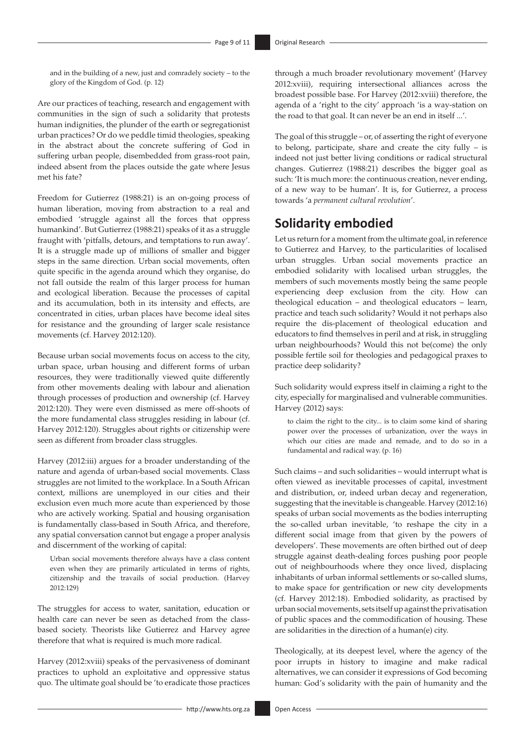> and in the building of a new, just and comradely society – to the glory of the Kingdom of God. (p. 12)

Are our practices of teaching, research and engagement with communities in the sign of such a solidarity that protests human indignities, the plunder of the earth or segregationist urban practices? Or do we peddle timid theologies, speaking in the abstract about the concrete suffering of God in suffering urban people, disembedded from grass-root pain, indeed absent from the places outside the gate where Jesus met his fate?

Freedom for Gutierrez (1988:21) is an on-going process of human liberation, moving from abstraction to a real and embodied 'struggle against all the forces that oppress humankind'. But Gutierrez (1988:21) speaks of it as a struggle fraught with 'pitfalls, detours, and temptations to run away'. It is a struggle made up of millions of smaller and bigger steps in the same direction. Urban social movements, often quite specific in the agenda around which they organise, do not fall outside the realm of this larger process for human and ecological liberation. Because the processes of capital and its accumulation, both in its intensity and effects, are concentrated in cities, urban places have become ideal sites for resistance and the grounding of larger scale resistance movements (cf. Harvey 2012:120).

Because urban social movements focus on access to the city, urban space, urban housing and different forms of urban resources, they were traditionally viewed quite differently from other movements dealing with labour and alienation through processes of production and ownership (cf. Harvey 2012:120). They were even dismissed as mere off-shoots of the more fundamental class struggles residing in labour (cf. Harvey 2012:120). Struggles about rights or citizenship were seen as different from broader class struggles.

Harvey (2012:iii) argues for a broader understanding of the nature and agenda of urban-based social movements. Class struggles are not limited to the workplace. In a South African context, millions are unemployed in our cities and their exclusion even much more acute than experienced by those who are actively working. Spatial and housing organisation is fundamentally class-based in South Africa, and therefore, any spatial conversation cannot but engage a proper analysis and discernment of the working of capital:

> Urban social movements therefore always have a class content even when they are primarily articulated in terms of rights, citizenship and the travails of social production. (Harvey 2012:129)

The struggles for access to water, sanitation, education or health care can never be seen as detached from the class-based society. Theorists like Gutierrez and Harvey agree therefore that what is required is much more radical.

Harvey (2012:xviii) speaks of the pervasiveness of dominant practices to uphold an exploitative and oppressive status quo. The ultimate goal should be 'to eradicate those practices through a much broader revolutionary movement' (Harvey 2012:xviii), requiring intersectional alliances across the broadest possible base. For Harvey (2012:xviii) therefore, the agenda of a 'right to the city' approach 'is a way-station on the road to that goal. It can never be an end in itself ...'.

The goal of this struggle – or, of asserting the right of everyone to belong, participate, share and create the city fully – is indeed not just better living conditions or radical structural changes. Gutierrez (1988:21) describes the bigger goal as such: 'It is much more: the continuous creation, never ending, of a new way to be human'. It is, for Gutierrez, a process towards 'a *permanent cultural revolution*'.

## Solidarity embodied

Let us return for a moment from the ultimate goal, in reference to Gutierrez and Harvey, to the particularities of localised urban struggles. Urban social movements practice an embodied solidarity with localised urban struggles, the members of such movements mostly being the same people experiencing deep exclusion from the city. How can theological education – and theological educators – learn, practice and teach such solidarity? Would it not perhaps also require the dis-placement of theological education and educators to find themselves in peril and at risk, in struggling urban neighbourhoods? Would this not be(come) the only possible fertile soil for theologies and pedagogical praxes to practice deep solidarity?

Such solidarity would express itself in claiming a right to the city, especially for marginalised and vulnerable communities. Harvey (2012) says:

> to claim the right to the city... is to claim some kind of sharing power over the processes of urbanization, over the ways in which our cities are made and remade, and to do so in a fundamental and radical way. (p. 16)

Such claims – and such solidarities – would interrupt what is often viewed as inevitable processes of capital, investment and distribution, or, indeed urban decay and regeneration, suggesting that the inevitable is changeable. Harvey (2012:16) speaks of urban social movements as the bodies interrupting the so-called urban inevitable, 'to reshape the city in a different social image from that given by the powers of developers'. These movements are often birthed out of deep struggle against death-dealing forces pushing poor people out of neighbourhoods where they once lived, displacing inhabitants of urban informal settlements or so-called slums, to make space for gentrification or new city developments (cf. Harvey 2012:18). Embodied solidarity, as practised by urban social movements, sets itself up against the privatisation of public spaces and the commodification of housing. These are solidarities in the direction of a human(e) city.

Theologically, at its deepest level, where the agency of the poor irrupts in history to imagine and make radical alternatives, we can consider it expressions of God becoming human: God's solidarity with the pain of humanity and the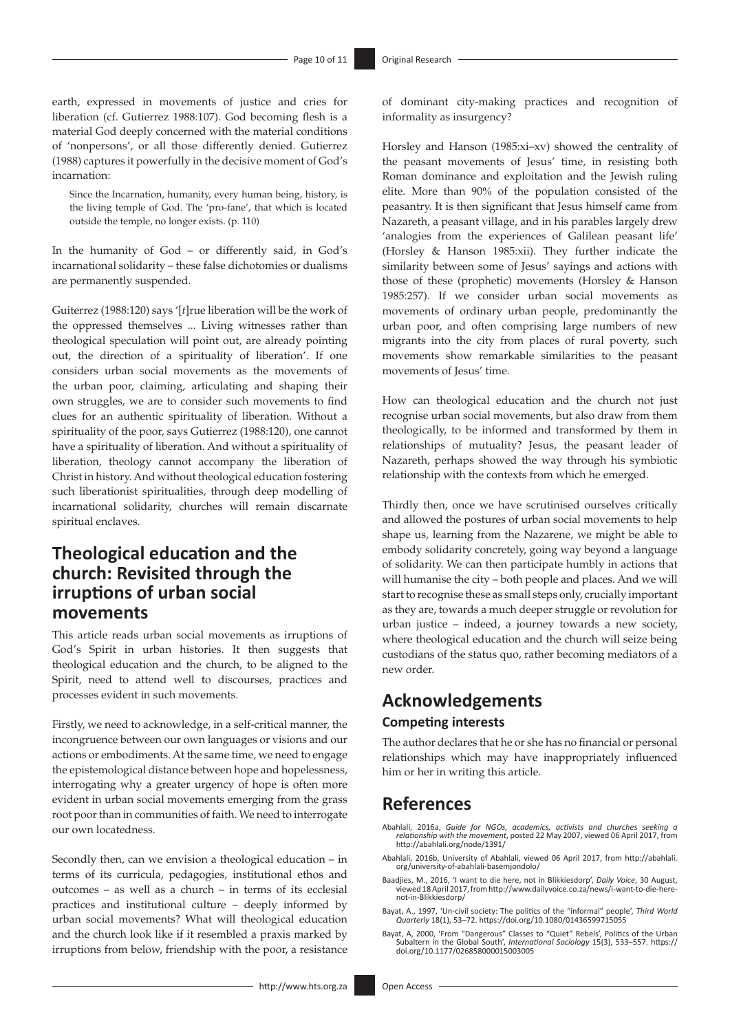earth, expressed in movements of justice and cries for liberation (cf. Gutierrez 1988:107). God becoming flesh is a material God deeply concerned with the material conditions of 'nonpersons', or all those differently denied. Gutierrez (1988) captures it powerfully in the decisive moment of God's incarnation:

> Since the Incarnation, humanity, every human being, history, is the living temple of God. The 'pro-fane', that which is located outside the temple, no longer exists. (p. 110)

In the humanity of God – or differently said, in God's incarnational solidarity – these false dichotomies or dualisms are permanently suspended.

Guiterrez (1988:120) says '[*t*]rue liberation will be the work of the oppressed themselves ... Living witnesses rather than theological speculation will point out, are already pointing out, the direction of a spirituality of liberation'. If one considers urban social movements as the movements of the urban poor, claiming, articulating and shaping their own struggles, we are to consider such movements to find clues for an authentic spirituality of liberation. Without a spirituality of the poor, says Gutierrez (1988:120), one cannot have a spirituality of liberation. And without a spirituality of liberation, theology cannot accompany the liberation of Christ in history. And without theological education fostering such liberationist spiritualities, through deep modelling of incarnational solidarity, churches will remain discarnate spiritual enclaves.

## Theological education and the church: Revisited through the irruptions of urban social movements

This article reads urban social movements as irruptions of God's Spirit in urban histories. It then suggests that theological education and the church, to be aligned to the Spirit, need to attend well to discourses, practices and processes evident in such movements.

Firstly, we need to acknowledge, in a self-critical manner, the incongruence between our own languages or visions and our actions or embodiments. At the same time, we need to engage the epistemological distance between hope and hopelessness, interrogating why a greater urgency of hope is often more evident in urban social movements emerging from the grass root poor than in communities of faith. We need to interrogate our own locatedness.

Secondly then, can we envision a theological education – in terms of its curricula, pedagogies, institutional ethos and outcomes – as well as a church – in terms of its ecclesial practices and institutional culture – deeply informed by urban social movements? What will theological education and the church look like if it resembled a praxis marked by irruptions from below, friendship with the poor, a resistance of dominant city-making practices and recognition of informality as insurgency?

Horsley and Hanson (1985:xi–xv) showed the centrality of the peasant movements of Jesus' time, in resisting both Roman dominance and exploitation and the Jewish ruling elite. More than 90% of the population consisted of the peasantry. It is then significant that Jesus himself came from Nazareth, a peasant village, and in his parables largely drew 'analogies from the experiences of Galilean peasant life' (Horsley & Hanson 1985:xii). They further indicate the similarity between some of Jesus' sayings and actions with those of these (prophetic) movements (Horsley & Hanson 1985:257). If we consider urban social movements as movements of ordinary urban people, predominantly the urban poor, and often comprising large numbers of new migrants into the city from places of rural poverty, such movements show remarkable similarities to the peasant movements of Jesus' time.

How can theological education and the church not just recognise urban social movements, but also draw from them theologically, to be informed and transformed by them in relationships of mutuality? Jesus, the peasant leader of Nazareth, perhaps showed the way through his symbiotic relationship with the contexts from which he emerged.

Thirdly then, once we have scrutinised ourselves critically and allowed the postures of urban social movements to help shape us, learning from the Nazarene, we might be able to embody solidarity concretely, going way beyond a language of solidarity. We can then participate humbly in actions that will humanise the city – both people and places. And we will start to recognise these as small steps only, crucially important as they are, towards a much deeper struggle or revolution for urban justice – indeed, a journey towards a new society, where theological education and the church will seize being custodians of the status quo, rather becoming mediators of a new order.

## Acknowledgements

### Competing interests

The author declares that he or she has no financial or personal relationships which may have inappropriately influenced him or her in writing this article.

## References

Abahlali, 2016a, *Guide for NGOs, academics, activists and churches seeking a relationship with the movement*, posted 22 May 2007, viewed 06 April 2017, from http://abahlali.org/node/1391/

Abahlali, 2016b, University of Abahlali, viewed 06 April 2017, from http://abahlali.org/university-of-abahlali-basemjondolo/

Baadjies, M., 2016, 'I want to die here, not in Blikkiesdorp', *Daily Voice*, 30 August, viewed 18 April 2017, from http://www.dailyvoice.co.za/news/i-want-to-die-here-not-in-Blikkiesdorp/

Bayat, A., 1997, 'Un-civil society: The politics of the "informal" people', *Third World Quarterly* 18(1), 53–72. https://doi.org/10.1080/01436599715055

Bayat, A, 2000, 'From "Dangerous" Classes to "Quiet" Rebels', Politics of the Urban Subaltern in the Global South', *International Sociology* 15(3), 533–557. https://doi.org/10.1177/0268580000015003005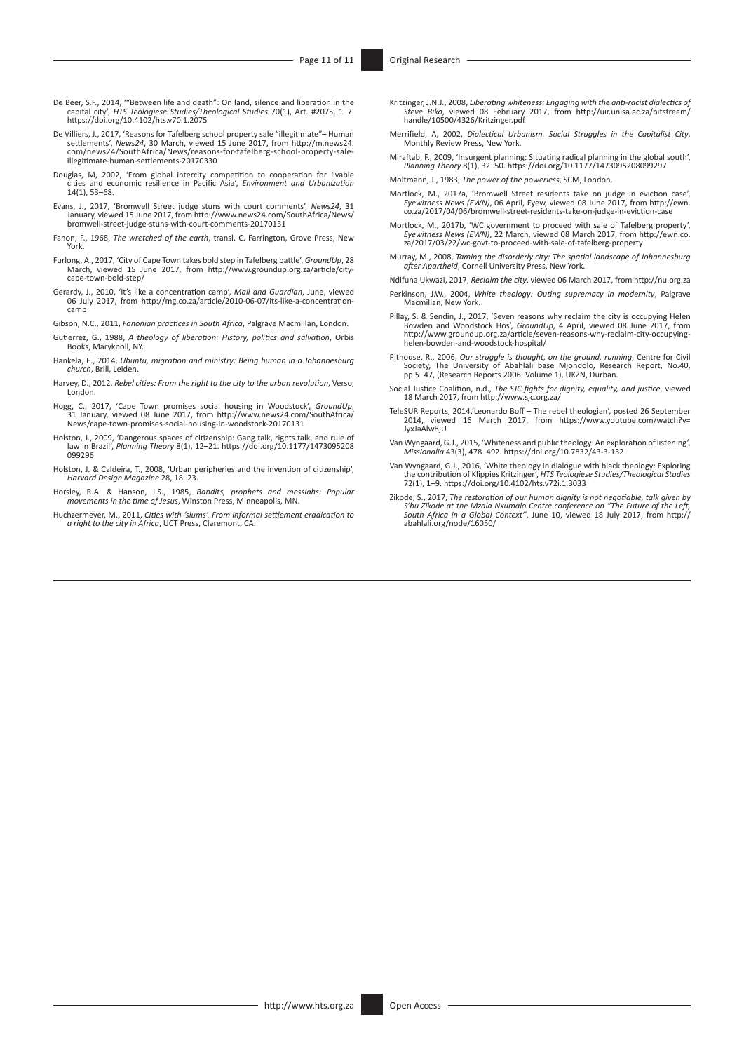De Beer, S.F., 2014, '"Between life and death": On land, silence and liberation in the capital city', *HTS Teologiese Studies/Theological Studies* 70(1), Art. #2075, 1–7. https://doi.org/10.4102/hts.v70i1.2075

De Villiers, J., 2017, 'Reasons for Tafelberg school property sale "illegitimate"– Human settlements', *News24*, 30 March, viewed 15 June 2017, from http://m.news24.com/news24/SouthAfrica/News/reasons-for-tafelberg-school-property-sale-illegitimate-human-settlements-20170330

Douglas, M, 2002, 'From global intercity competition to cooperation for livable cities and economic resilience in Pacific Asia', *Environment and Urbanization* 14(1), 53–68.

Evans, J., 2017, 'Bromwell Street judge stuns with court comments', *News24*, 31 January, viewed 15 June 2017, from http://www.news24.com/SouthAfrica/News/bromwell-street-judge-stuns-with-court-comments-20170131

Fanon, F., 1968, *The wretched of the earth*, transl. C. Farrington, Grove Press, New York.

Furlong, A., 2017, 'City of Cape Town takes bold step in Tafelberg battle', *GroundUp*, 28 March, viewed 15 June 2017, from http://www.groundup.org.za/article/city-cape-town-bold-step/

Gerardy, J., 2010, 'It's like a concentration camp', *Mail and Guardian*, June, viewed 06 July 2017, from http://mg.co.za/article/2010-06-07/its-like-a-concentration-camp

Gibson, N.C., 2011, *Fanonian practices in South Africa*, Palgrave Macmillan, London.

Gutierrez, G., 1988, *A theology of liberation: History, politics and salvation*, Orbis Books, Maryknoll, NY.

Hankela, E., 2014, *Ubuntu, migration and ministry: Being human in a Johannesburg church*, Brill, Leiden.

Harvey, D., 2012, *Rebel cities: From the right to the city to the urban revolution*, Verso, London.

Hogg, C., 2017, 'Cape Town promises social housing in Woodstock', *GroundUp*, 31 January, viewed 08 June 2017, from http://www.news24.com/SouthAfrica/News/cape-town-promises-social-housing-in-woodstock-20170131

Holston, J., 2009, 'Dangerous spaces of citizenship: Gang talk, rights talk, and rule of law in Brazil', *Planning Theory* 8(1), 12–21. https://doi.org/10.1177/1473095208099296

Holston, J. & Caldeira, T., 2008, 'Urban peripheries and the invention of citizenship', *Harvard Design Magazine* 28, 18–23.

Horsley, R.A. & Hanson, J.S., 1985, *Bandits, prophets and messiahs: Popular movements in the time of Jesus*, Winston Press, Minneapolis, MN.

Huchzermeyer, M., 2011, *Cities with 'slums'. From informal settlement eradication to a right to the city in Africa*, UCT Press, Claremont, CA.

Kritzinger, J.N.J., 2008, *Liberating whiteness: Engaging with the anti-racist dialectics of Steve Biko*, viewed 08 February 2017, from http://uir.unisa.ac.za/bitstream/handle/10500/4326/Kritzinger.pdf

Merrifield, A, 2002, *Dialectical Urbanism. Social Struggles in the Capitalist City*, Monthly Review Press, New York.

Miraftab, F., 2009, 'Insurgent planning: Situating radical planning in the global south', *Planning Theory* 8(1), 32–50. https://doi.org/10.1177/1473095208099297

Moltmann, J., 1983, *The power of the powerless*, SCM, London.

Mortlock, M., 2017a, 'Bromwell Street residents take on judge in eviction case', *Eyewitness News (EWN)*, 06 April, Eyew, viewed 08 June 2017, from http://ewn.co.za/2017/04/06/bromwell-street-residents-take-on-judge-in-eviction-case

Mortlock, M., 2017b, 'WC government to proceed with sale of Tafelberg property', *Eyewitness News (EWN)*, 22 March, viewed 08 March 2017, from http://ewn.co.za/2017/03/22/wc-govt-to-proceed-with-sale-of-tafelberg-property

Murray, M., 2008, *Taming the disorderly city: The spatial landscape of Johannesburg after Apartheid*, Cornell University Press, New York.

Ndifuna Ukwazi, 2017, *Reclaim the city*, viewed 06 March 2017, from http://nu.org.za

Perkinson, J.W., 2004, *White theology: Outing supremacy in modernity*, Palgrave Macmillan, New York.

Pillay, S. & Sendin, J., 2017, 'Seven reasons why reclaim the city is occupying Helen Bowden and Woodstock Hos', *GroundUp*, 4 April, viewed 08 June 2017, from http://www.groundup.org.za/article/seven-reasons-why-reclaim-city-occupying-helen-bowden-and-woodstock-hospital/

Pithouse, R., 2006, *Our struggle is thought, on the ground, running*, Centre for Civil Society, The University of Abahlali base Mjondolo, Research Report, No.40, pp.5–47, (Research Reports 2006: Volume 1), UKZN, Durban.

Social Justice Coalition, n.d., *The SJC fights for dignity, equality, and justice*, viewed 18 March 2017, from http://www.sjc.org.za/

TeleSUR Reports, 2014,'Leonardo Boff – The rebel theologian', posted 26 September 2014, viewed 16 March 2017, from https://www.youtube.com/watch?v=JyxJaAlw8jU

Van Wyngaard, G.J., 2015, 'Whiteness and public theology: An exploration of listening', *Missionalia* 43(3), 478–492. https://doi.org/10.7832/43-3-132

Van Wyngaard, G.J., 2016, 'White theology in dialogue with black theology: Exploring the contribution of Klippies Kritzinger', *HTS Teologiese Studies/Theological Studies* 72(1), 1–9. https://doi.org/10.4102/hts.v72i.1.3033

Zikode, S., 2017, *The restoration of our human dignity is not negotiable, talk given by S'bu Zikode at the Mzala Nxumalo Centre conference on "The Future of the Left, South Africa in a Global Context"*, June 10, viewed 18 July 2017, from http://abahlali.org/node/16050/